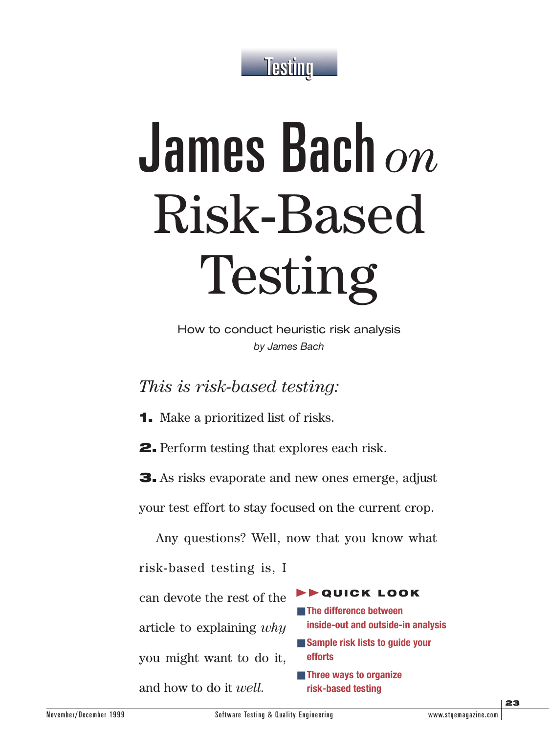Testing

# James Bach *on* Risk-Based Testing

How to conduct heuristic risk analysis

*by James Bach*

*This is risk-based testing:*

1. Make a prioritized list of risks.
2. Perform testing that explores each risk.
3. As risks evaporate and new ones emerge, adjust your test effort to stay focused on the current crop.

Any questions? Well, now that you know what risk-based testing is, I can devote the rest of the article to explaining *why* you might want to do it, and how to do it *well*.

**QUICK LOOK**

- **The difference between inside-out and outside-in analysis**
- **Sample risk lists to guide your efforts**
- **Three ways to organize risk-based testing**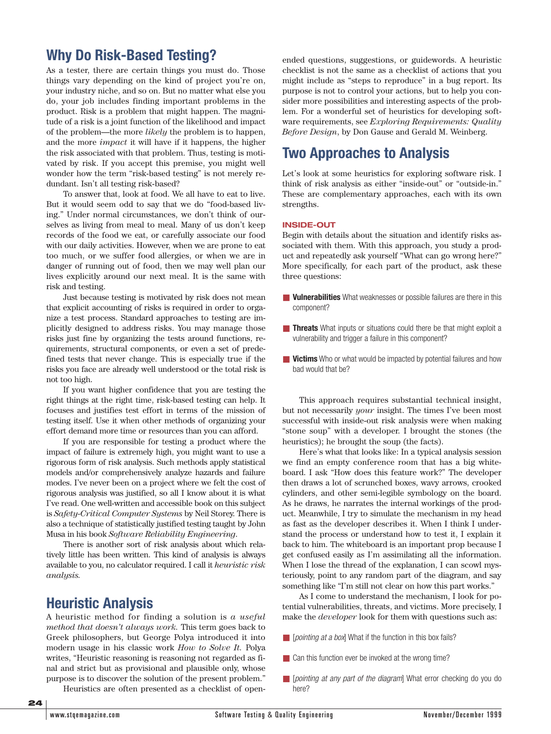## Why Do Risk-Based Testing?

As a tester, there are certain things you must do. Those things vary depending on the kind of project you're on, your industry niche, and so on. But no matter what else you do, your job includes finding important problems in the product. Risk is a problem that might happen. The magnitude of a risk is a joint function of the likelihood and impact of the problem—the more *likely* the problem is to happen, and the more *impact* it will have if it happens, the higher the risk associated with that problem. Thus, testing is motivated by risk. If you accept this premise, you might well wonder how the term "risk-based testing" is not merely redundant. Isn't all testing risk-based?

To answer that, look at food. We all have to eat to live. But it would seem odd to say that we do "food-based living." Under normal circumstances, we don't think of ourselves as living from meal to meal. Many of us don't keep records of the food we eat, or carefully associate our food with our daily activities. However, when we are prone to eat too much, or we suffer food allergies, or when we are in danger of running out of food, then we may well plan our lives explicitly around our next meal. It is the same with risk and testing.

Just because testing is motivated by risk does not mean that explicit accounting of risks is required in order to organize a test process. Standard approaches to testing are implicitly designed to address risks. You may manage those risks just fine by organizing the tests around functions, requirements, structural components, or even a set of predefined tests that never change. This is especially true if the risks you face are already well understood or the total risk is not too high.

If you want higher confidence that you are testing the right things at the right time, risk-based testing can help. It focuses and justifies test effort in terms of the mission of testing itself. Use it when other methods of organizing your effort demand more time or resources than you can afford.

If you are responsible for testing a product where the impact of failure is extremely high, you might want to use a rigorous form of risk analysis. Such methods apply statistical models and/or comprehensively analyze hazards and failure modes. I've never been on a project where we felt the cost of rigorous analysis was justified, so all I know about it is what I've read. One well-written and accessible book on this subject is *Safety-Critical Computer Systems* by Neil Storey. There is also a technique of statistically justified testing taught by John Musa in his book *Software Reliability Engineering*.

There is another sort of risk analysis about which relatively little has been written. This kind of analysis is always available to you, no calculator required. I call it *heuristic risk analysis*.

## Heuristic Analysis

A heuristic method for finding a solution is *a useful method that doesn't always work*. This term goes back to Greek philosophers, but George Polya introduced it into modern usage in his classic work *How to Solve It*. Polya writes, "Heuristic reasoning is reasoning not regarded as final and strict but as provisional and plausible only, whose purpose is to discover the solution of the present problem."

Heuristics are often presented as a checklist of open-ended questions, suggestions, or guidewords. A heuristic checklist is not the same as a checklist of actions that you might include as "steps to reproduce" in a bug report. Its purpose is not to control your actions, but to help you consider more possibilities and interesting aspects of the problem. For a wonderful set of heuristics for developing software requirements, see *Exploring Requirements: Quality Before Design*, by Don Gause and Gerald M. Weinberg.

## Two Approaches to Analysis

Let's look at some heuristics for exploring software risk. I think of risk analysis as either "inside-out" or "outside-in." These are complementary approaches, each with its own strengths.

### INSIDE-OUT

Begin with details about the situation and identify risks associated with them. With this approach, you study a product and repeatedly ask yourself "What can go wrong here?" More specifically, for each part of the product, ask these three questions:

- **Vulnerabilities** What weaknesses or possible failures are there in this component?
- **Threats** What inputs or situations could there be that might exploit a vulnerability and trigger a failure in this component?
- **Victims** Who or what would be impacted by potential failures and how bad would that be?

This approach requires substantial technical insight, but not necessarily *your* insight. The times I've been most successful with inside-out risk analysis were when making "stone soup" with a developer. I brought the stones (the heuristics); he brought the soup (the facts).

Here's what that looks like: In a typical analysis session we find an empty conference room that has a big whiteboard. I ask "How does this feature work?" The developer then draws a lot of scrunched boxes, wavy arrows, crooked cylinders, and other semi-legible symbology on the board. As he draws, he narrates the internal workings of the product. Meanwhile, I try to simulate the mechanism in my head as fast as the developer describes it. When I think I understand the process or understand how to test it, I explain it back to him. The whiteboard is an important prop because I get confused easily as I'm assimilating all the information. When I lose the thread of the explanation, I can scowl mysteriously, point to any random part of the diagram, and say something like "I'm still not clear on how this part works."

As I come to understand the mechanism, I look for potential vulnerabilities, threats, and victims. More precisely, I make the *developer* look for them with questions such as:

- [*pointing at a box*] What if the function in this box fails?
- Can this function ever be invoked at the wrong time?
- [*pointing at any part of the diagram*] What error checking do you do here?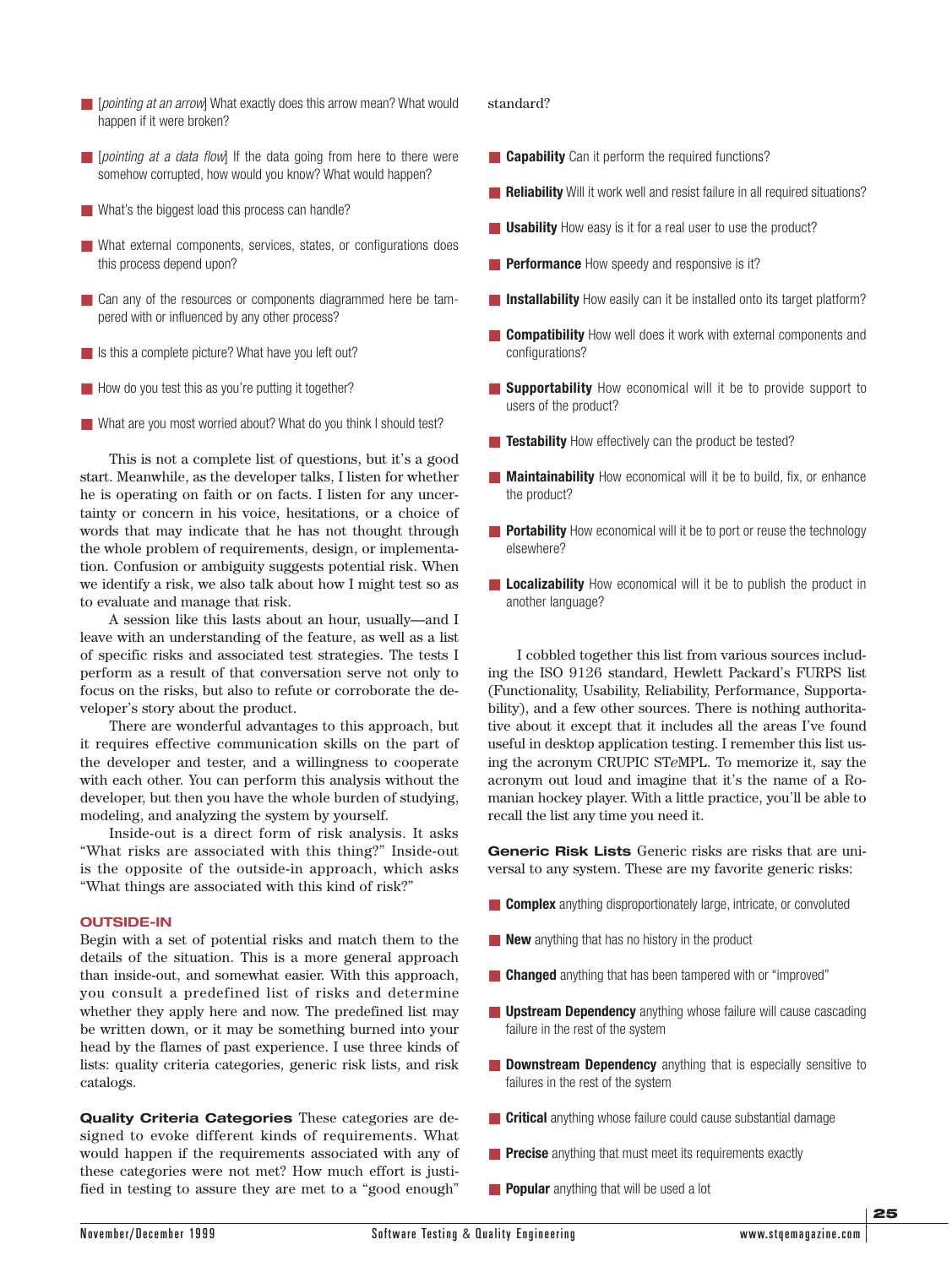- [*pointing at an arrow*] What exactly does this arrow mean? What would happen if it were broken?
- [*pointing at a data flow*] If the data going from here to there were somehow corrupted, how would you know? What would happen?
- What's the biggest load this process can handle?
- What external components, services, states, or configurations does this process depend upon?
- Can any of the resources or components diagrammed here be tampered with or influenced by any other process?
- Is this a complete picture? What have you left out?
- How do you test this as you're putting it together?
- What are you most worried about? What do you think I should test?

This is not a complete list of questions, but it's a good start. Meanwhile, as the developer talks, I listen for whether he is operating on faith or on facts. I listen for any uncertainty or concern in his voice, hesitations, or a choice of words that may indicate that he has not thought through the whole problem of requirements, design, or implementation. Confusion or ambiguity suggests potential risk. When we identify a risk, we also talk about how I might test so as to evaluate and manage that risk.

A session like this lasts about an hour, usually—and I leave with an understanding of the feature, as well as a list of specific risks and associated test strategies. The tests I perform as a result of that conversation serve not only to focus on the risks, but also to refute or corroborate the developer's story about the product.

There are wonderful advantages to this approach, but it requires effective communication skills on the part of the developer and tester, and a willingness to cooperate with each other. You can perform this analysis without the developer, but then you have the whole burden of studying, modeling, and analyzing the system by yourself.

Inside-out is a direct form of risk analysis. It asks "What risks are associated with this thing?" Inside-out is the opposite of the outside-in approach, which asks "What things are associated with this kind of risk?"

### OUTSIDE-IN

Begin with a set of potential risks and match them to the details of the situation. This is a more general approach than inside-out, and somewhat easier. With this approach, you consult a predefined list of risks and determine whether they apply here and now. The predefined list may be written down, or it may be something burned into your head by the flames of past experience. I use three kinds of lists: quality criteria categories, generic risk lists, and risk catalogs.

**Quality Criteria Categories** These categories are designed to evoke different kinds of requirements. What would happen if the requirements associated with any of these categories were not met? How much effort is justified in testing to assure they are met to a "good enough" standard?

- **Capability** Can it perform the required functions?
- **Reliability** Will it work well and resist failure in all required situations?
- **Usability** How easy is it for a real user to use the product?
- **Performance** How speedy and responsive is it?
- **Installability** How easily can it be installed onto its target platform?
- **Compatibility** How well does it work with external components and configurations?
- **Supportability** How economical will it be to provide support to users of the product?
- **Testability** How effectively can the product be tested?
- **Maintainability** How economical will it be to build, fix, or enhance the product?
- **Portability** How economical will it be to port or reuse the technology elsewhere?
- **Localizability** How economical will it be to publish the product in another language?

I cobbled together this list from various sources including the ISO 9126 standard, Hewlett Packard's FURPS list (Functionality, Usability, Reliability, Performance, Supportability), and a few other sources. There is nothing authoritative about it except that it includes all the areas I've found useful in desktop application testing. I remember this list using the acronym CRUPIC ST*e*MPL. To memorize it, say the acronym out loud and imagine that it's the name of a Romanian hockey player. With a little practice, you'll be able to recall the list any time you need it.

**Generic Risk Lists** Generic risks are risks that are universal to any system. These are my favorite generic risks:

- **Complex** anything disproportionately large, intricate, or convoluted
- **New** anything that has no history in the product
- **Changed** anything that has been tampered with or "improved"
- **Upstream Dependency** anything whose failure will cause cascading failure in the rest of the system
- **Downstream Dependency** anything that is especially sensitive to failures in the rest of the system
- **Critical** anything whose failure could cause substantial damage
- **Precise** anything that must meet its requirements exactly
- **Popular** anything that will be used a lot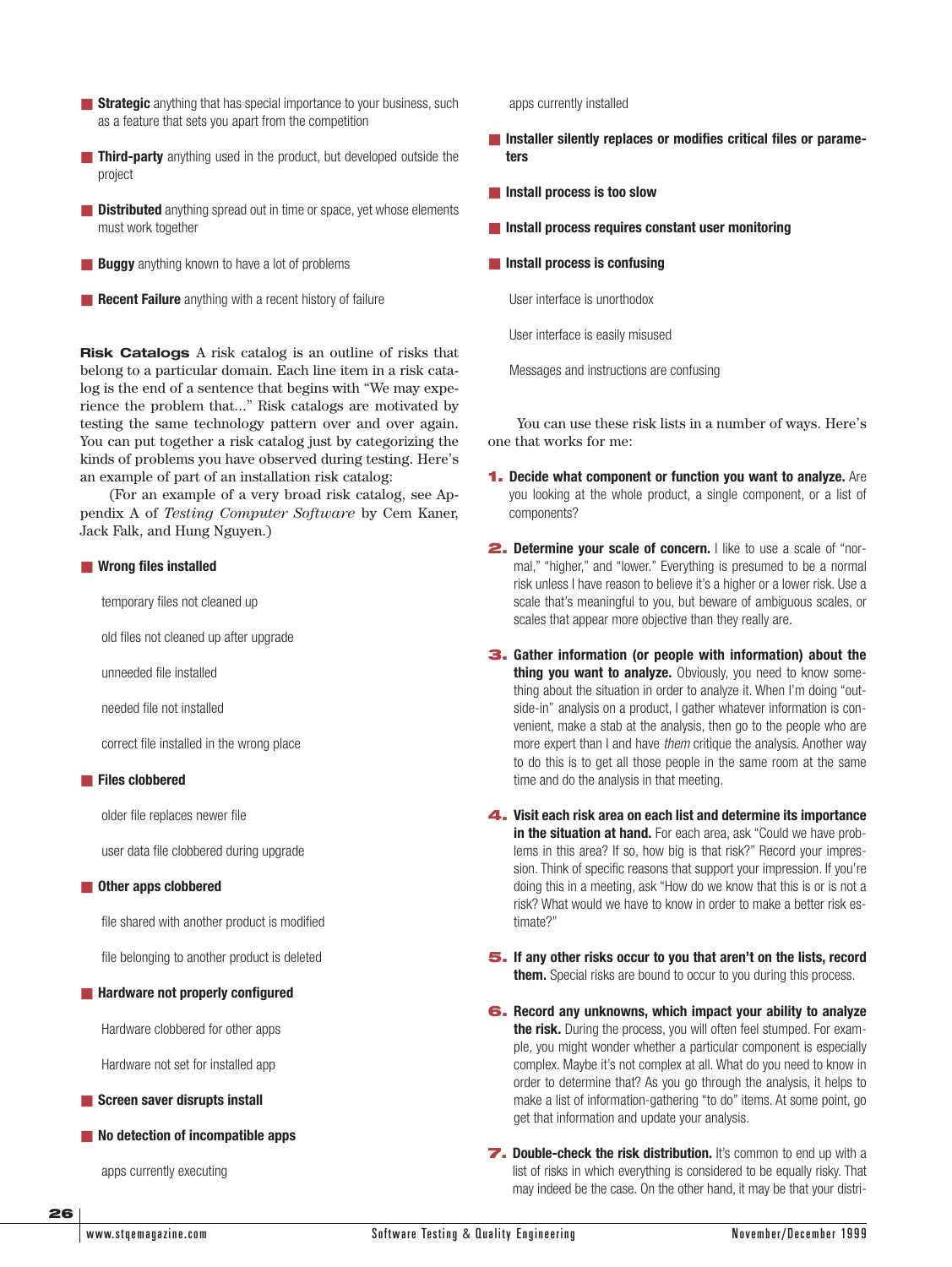- **Strategic** anything that has special importance to your business, such as a feature that sets you apart from the competition
- **Third-party** anything used in the product, but developed outside the project
- **Distributed** anything spread out in time or space, yet whose elements must work together
- **Buggy** anything known to have a lot of problems
- **Recent Failure** anything with a recent history of failure

**Risk Catalogs** A risk catalog is an outline of risks that belong to a particular domain. Each line item in a risk catalog is the end of a sentence that begins with "We may experience the problem that..." Risk catalogs are motivated by testing the same technology pattern over and over again. You can put together a risk catalog just by categorizing the kinds of problems you have observed during testing. Here's an example of part of an installation risk catalog:

(For an example of a very broad risk catalog, see Appendix A of *Testing Computer Software* by Cem Kaner, Jack Falk, and Hung Nguyen.)

- **Wrong files installed**
  - temporary files not cleaned up
  - old files not cleaned up after upgrade
  - unneeded file installed
  - needed file not installed
  - correct file installed in the wrong place
- **Files clobbered**
  - older file replaces newer file
  - user data file clobbered during upgrade
- **Other apps clobbered**
  - file shared with another product is modified
  - file belonging to another product is deleted
- **Hardware not properly configured**
  - Hardware clobbered for other apps
  - Hardware not set for installed app
- **Screen saver disrupts install**
- **No detection of incompatible apps**
  - apps currently executing
  - apps currently installed
- **Installer silently replaces or modifies critical files or parameters**
- **Install process is too slow**
- **Install process requires constant user monitoring**
- **Install process is confusing**
  - User interface is unorthodox
  - User interface is easily misused
  - Messages and instructions are confusing

You can use these risk lists in a number of ways. Here's one that works for me:

1. **Decide what component or function you want to analyze.** Are you looking at the whole product, a single component, or a list of components?

2. **Determine your scale of concern.** I like to use a scale of "normal," "higher," and "lower." Everything is presumed to be a normal risk unless I have reason to believe it's a higher or a lower risk. Use a scale that's meaningful to you, but beware of ambiguous scales, or scales that appear more objective than they really are.

3. **Gather information (or people with information) about the thing you want to analyze.** Obviously, you need to know something about the situation in order to analyze it. When I'm doing "outside-in" analysis on a product, I gather whatever information is convenient, make a stab at the analysis, then go to the people who are more expert than I and have *them* critique the analysis. Another way to do this is to get all those people in the same room at the same time and do the analysis in that meeting.

4. **Visit each risk area on each list and determine its importance in the situation at hand.** For each area, ask "Could we have problems in this area? If so, how big is that risk?" Record your impression. Think of specific reasons that support your impression. If you're doing this in a meeting, ask "How do we know that this is or is not a risk? What would we have to know in order to make a better risk estimate?"

5. **If any other risks occur to you that aren't on the lists, record them.** Special risks are bound to occur to you during this process.

6. **Record any unknowns, which impact your ability to analyze the risk.** During the process, you will often feel stumped. For example, you might wonder whether a particular component is especially complex. Maybe it's not complex at all. What do you need to know in order to determine that? As you go through the analysis, it helps to make a list of information-gathering "to do" items. At some point, go get that information and update your analysis.

7. **Double-check the risk distribution.** It's common to end up with a list of risks in which everything is considered to be equally risky. That may indeed be the case. On the other hand, it may be that your distri-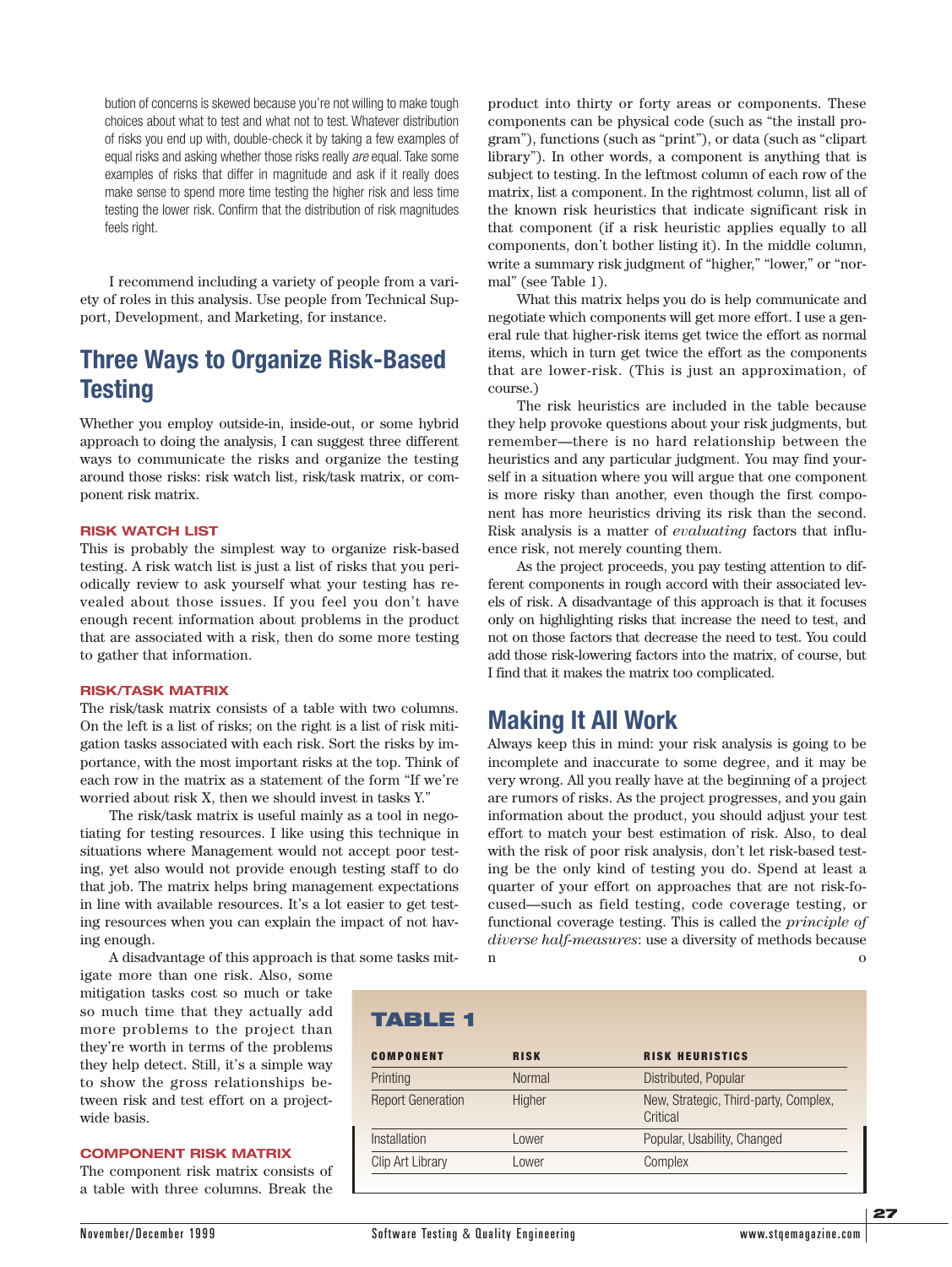bution of concerns is skewed because you're not willing to make tough choices about what to test and what not to test. Whatever distribution of risks you end up with, double-check it by taking a few examples of equal risks and asking whether those risks really *are* equal. Take some examples of risks that differ in magnitude and ask if it really does make sense to spend more time testing the higher risk and less time testing the lower risk. Confirm that the distribution of risk magnitudes feels right.

I recommend including a variety of people from a variety of roles in this analysis. Use people from Technical Support, Development, and Marketing, for instance.

## Three Ways to Organize Risk-Based Testing

Whether you employ outside-in, inside-out, or some hybrid approach to doing the analysis, I can suggest three different ways to communicate the risks and organize the testing around those risks: risk watch list, risk/task matrix, or component risk matrix.

### RISK WATCH LIST

This is probably the simplest way to organize risk-based testing. A risk watch list is just a list of risks that you periodically review to ask yourself what your testing has revealed about those issues. If you feel you don't have enough recent information about problems in the product that are associated with a risk, then do some more testing to gather that information.

### RISK/TASK MATRIX

The risk/task matrix consists of a table with two columns. On the left is a list of risks; on the right is a list of risk mitigation tasks associated with each risk. Sort the risks by importance, with the most important risks at the top. Think of each row in the matrix as a statement of the form "If we're worried about risk X, then we should invest in tasks Y."

The risk/task matrix is useful mainly as a tool in negotiating for testing resources. I like using this technique in situations where Management would not accept poor testing, yet also would not provide enough testing staff to do that job. The matrix helps bring management expectations in line with available resources. It's a lot easier to get testing resources when you can explain the impact of not having enough.

A disadvantage of this approach is that some tasks mitigate more than one risk. Also, some mitigation tasks cost so much or take so much time that they actually add more problems to the project than they're worth in terms of the problems they help detect. Still, it's a simple way to show the gross relationships between risk and test effort on a project-wide basis.

### COMPONENT RISK MATRIX

The component risk matrix consists of a table with three columns. Break the product into thirty or forty areas or components. These components can be physical code (such as "the install program"), functions (such as "print"), or data (such as "clipart library"). In other words, a component is anything that is subject to testing. In the leftmost column of each row of the matrix, list a component. In the rightmost column, list all of the known risk heuristics that indicate significant risk in that component (if a risk heuristic applies equally to all components, don't bother listing it). In the middle column, write a summary risk judgment of "higher," "lower," or "normal" (see Table 1).

What this matrix helps you do is help communicate and negotiate which components will get more effort. I use a general rule that higher-risk items get twice the effort as normal items, which in turn get twice the effort as the components that are lower-risk. (This is just an approximation, of course.)

The risk heuristics are included in the table because they help provoke questions about your risk judgments, but remember—there is no hard relationship between the heuristics and any particular judgment. You may find yourself in a situation where you will argue that one component is more risky than another, even though the first component has more heuristics driving its risk than the second. Risk analysis is a matter of *evaluating* factors that influence risk, not merely counting them.

As the project proceeds, you pay testing attention to different components in rough accord with their associated levels of risk. A disadvantage of this approach is that it focuses only on highlighting risks that increase the need to test, and not on those factors that decrease the need to test. You could add those risk-lowering factors into the matrix, of course, but I find that it makes the matrix too complicated.

## Making It All Work

Always keep this in mind: your risk analysis is going to be incomplete and inaccurate to some degree, and it may be very wrong. All you really have at the beginning of a project are rumors of risks. As the project progresses, and you gain information about the product, you should adjust your test effort to match your best estimation of risk. Also, to deal with the risk of poor risk analysis, don't let risk-based testing be the only kind of testing you do. Spend at least a quarter of your effort on approaches that are not risk-focused—such as field testing, code coverage testing, or functional coverage testing. This is called the *principle of diverse half-measures*: use a diversity of methods because n o

**TABLE 1**

| COMPONENT | RISK | RISK HEURISTICS |
|---|---|---|
| Printing | Normal | Distributed, Popular |
| Report Generation | Higher | New, Strategic, Third-party, Complex, Critical |
| Installation | Lower | Popular, Usability, Changed |
| Clip Art Library | Lower | Complex |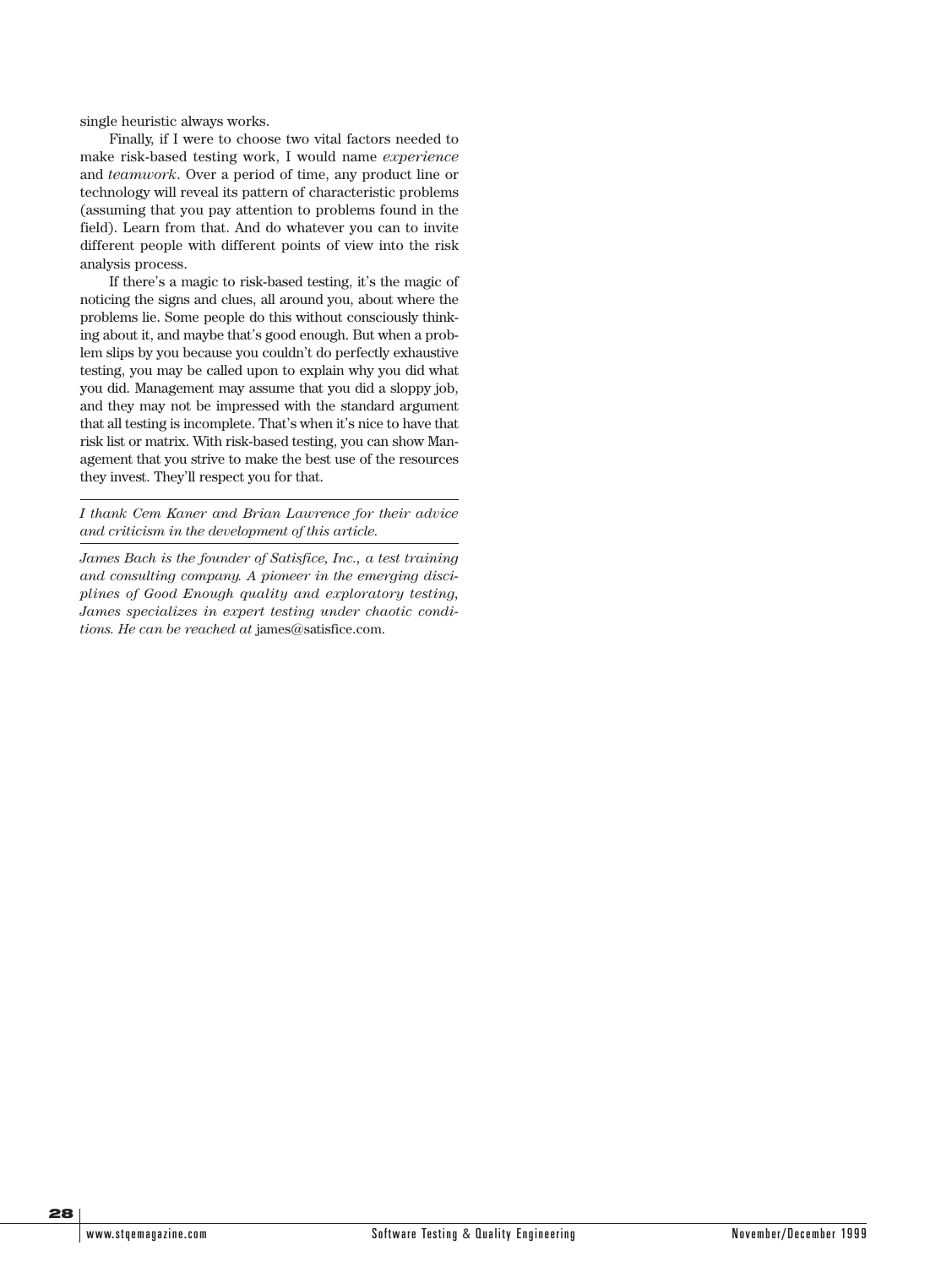single heuristic always works.

Finally, if I were to choose two vital factors needed to make risk-based testing work, I would name *experience* and *teamwork*. Over a period of time, any product line or technology will reveal its pattern of characteristic problems (assuming that you pay attention to problems found in the field). Learn from that. And do whatever you can to invite different people with different points of view into the risk analysis process.

If there's a magic to risk-based testing, it's the magic of noticing the signs and clues, all around you, about where the problems lie. Some people do this without consciously thinking about it, and maybe that's good enough. But when a problem slips by you because you couldn't do perfectly exhaustive testing, you may be called upon to explain why you did what you did. Management may assume that you did a sloppy job, and they may not be impressed with the standard argument that all testing is incomplete. That's when it's nice to have that risk list or matrix. With risk-based testing, you can show Management that you strive to make the best use of the resources they invest. They'll respect you for that.

---

*I thank Cem Kaner and Brian Lawrence for their advice and criticism in the development of this article.*

---

*James Bach is the founder of Satisfice, Inc., a test training and consulting company. A pioneer in the emerging disciplines of Good Enough quality and exploratory testing, James specializes in expert testing under chaotic conditions. He can be reached at* james@satisfice.com.